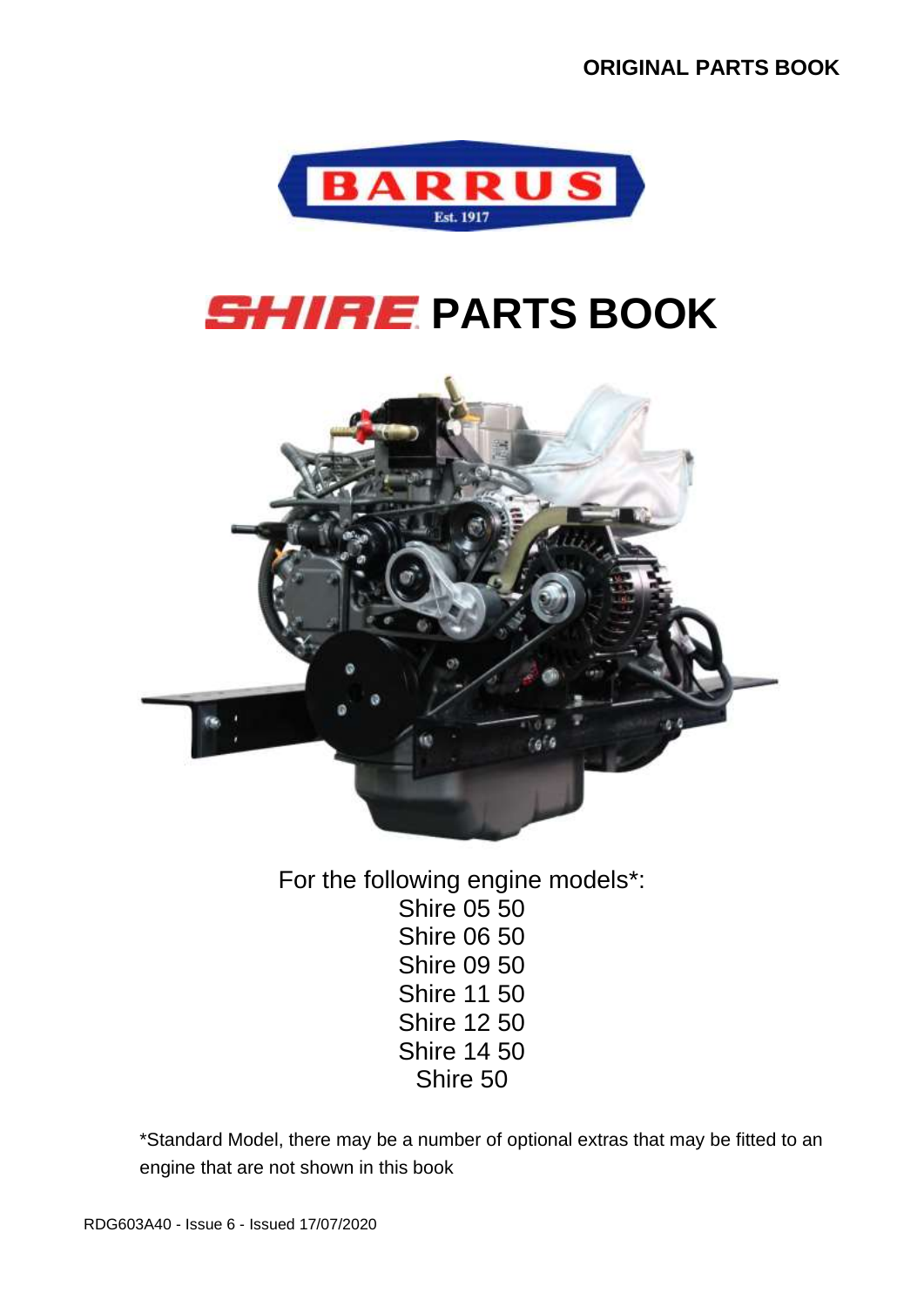**ORIGINAL PARTS BOOK**

BARRUS

Est. 1917

# SHIRE PARTS BOOK

For the following engine models*:

Shire 05 50
Shire 06 50
Shire 09 50
Shire 11 50
Shire 12 50
Shire 14 50
Shire 50

*Standard Model, there may be a number of optional extras that may be fitted to an engine that are not shown in this book

RDG603A40 - Issue 6 - Issued 17/07/2020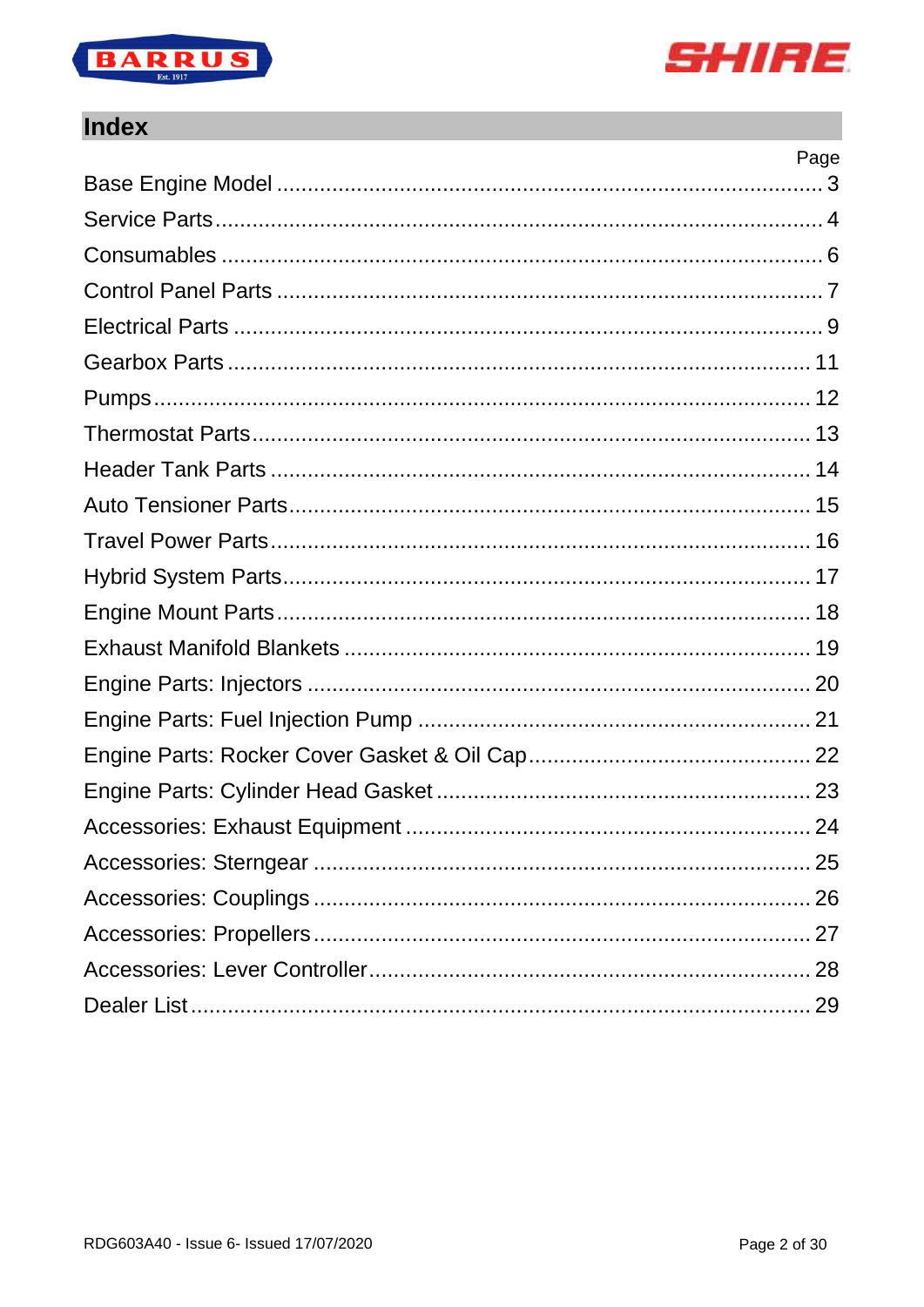## Index

| | Page |
|---|---|
| Base Engine Model | 3 |
| Service Parts | 4 |
| Consumables | 6 |
| Control Panel Parts | 7 |
| Electrical Parts | 9 |
| Gearbox Parts | 11 |
| Pumps | 12 |
| Thermostat Parts | 13 |
| Header Tank Parts | 14 |
| Auto Tensioner Parts | 15 |
| Travel Power Parts | 16 |
| Hybrid System Parts | 17 |
| Engine Mount Parts | 18 |
| Exhaust Manifold Blankets | 19 |
| Engine Parts: Injectors | 20 |
| Engine Parts: Fuel Injection Pump | 21 |
| Engine Parts: Rocker Cover Gasket & Oil Cap | 22 |
| Engine Parts: Cylinder Head Gasket | 23 |
| Accessories: Exhaust Equipment | 24 |
| Accessories: Sterngear | 25 |
| Accessories: Couplings | 26 |
| Accessories: Propellers | 27 |
| Accessories: Lever Controller | 28 |
| Dealer List | 29 |

RDG603A40 - Issue 6- Issued 17/07/2020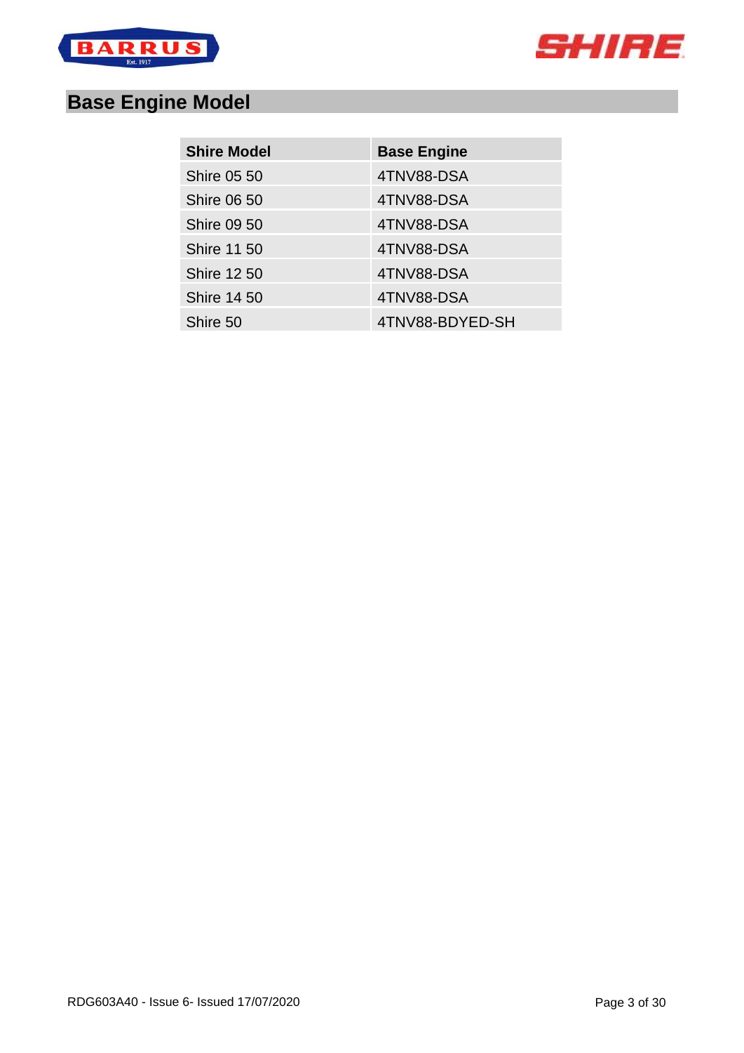## Base Engine Model

| Shire Model | Base Engine |
|---|---|
| Shire 05 50 | 4TNV88-DSA |
| Shire 06 50 | 4TNV88-DSA |
| Shire 09 50 | 4TNV88-DSA |
| Shire 11 50 | 4TNV88-DSA |
| Shire 12 50 | 4TNV88-DSA |
| Shire 14 50 | 4TNV88-DSA |
| Shire 50 | 4TNV88-BDYED-SH |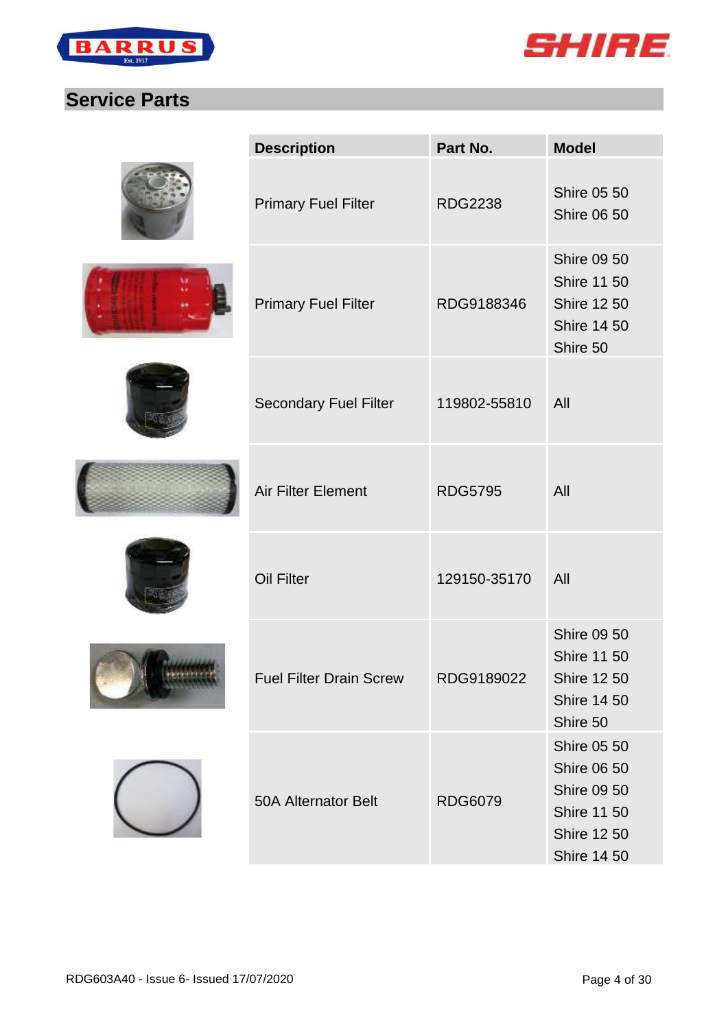## Service Parts

| Description | Part No. | Model |
|---|---|---|
| Primary Fuel Filter | RDG2238 | Shire 05 50<br>Shire 06 50 |
| Primary Fuel Filter | RDG9188346 | Shire 09 50<br>Shire 11 50<br>Shire 12 50<br>Shire 14 50<br>Shire 50 |
| Secondary Fuel Filter | 119802-55810 | All |
| Air Filter Element | RDG5795 | All |
| Oil Filter | 129150-35170 | All |
| Fuel Filter Drain Screw | RDG9189022 | Shire 09 50<br>Shire 11 50<br>Shire 12 50<br>Shire 14 50<br>Shire 50 |
| 50A Alternator Belt | RDG6079 | Shire 05 50<br>Shire 06 50<br>Shire 09 50<br>Shire 11 50<br>Shire 12 50<br>Shire 14 50 |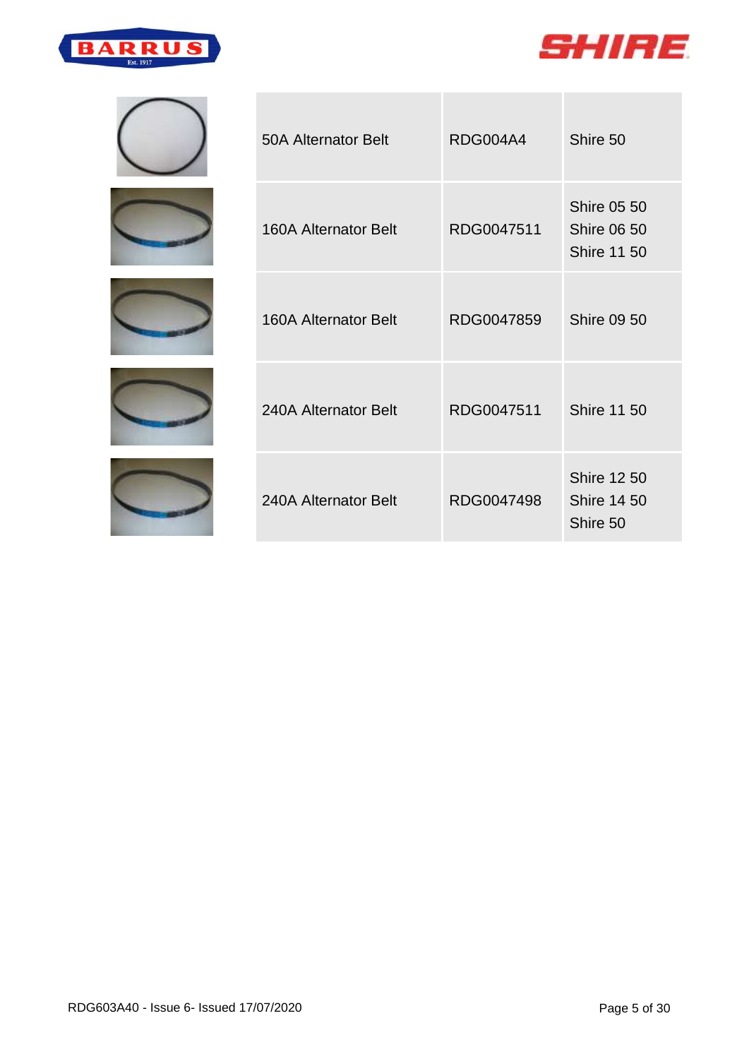| | | | |
|---|---|---|---|
| | 50A Alternator Belt | RDG004A4 | Shire 50 |
| | 160A Alternator Belt | RDG0047511 | Shire 05 50<br>Shire 06 50<br>Shire 11 50 |
| | 160A Alternator Belt | RDG0047859 | Shire 09 50 |
| | 240A Alternator Belt | RDG0047511 | Shire 11 50 |
| | 240A Alternator Belt | RDG0047498 | Shire 12 50<br>Shire 14 50<br>Shire 50 |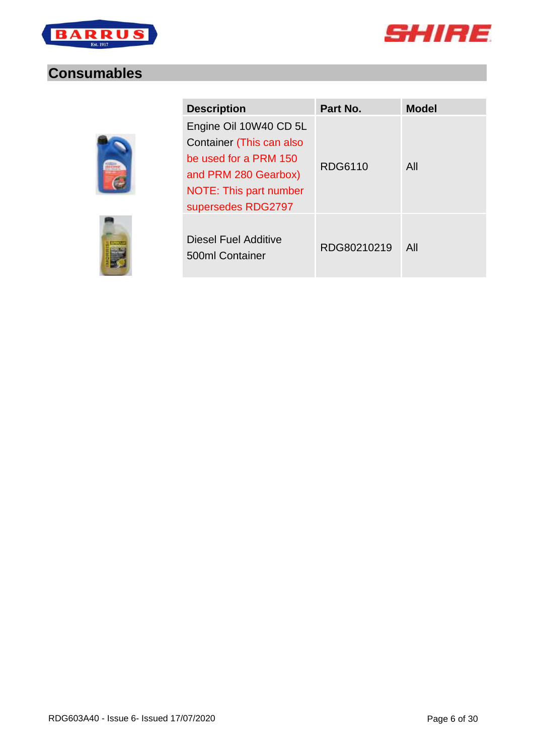## Consumables

| Description | Part No. | Model |
|---|---|---|
| Engine Oil 10W40 CD 5L Container (This can also be used for a PRM 150 and PRM 280 Gearbox) NOTE: This part number supersedes RDG2797 | RDG6110 | All |
| Diesel Fuel Additive 500ml Container | RDG80210219 | All |

RDG603A40 - Issue 6- Issued 17/07/2020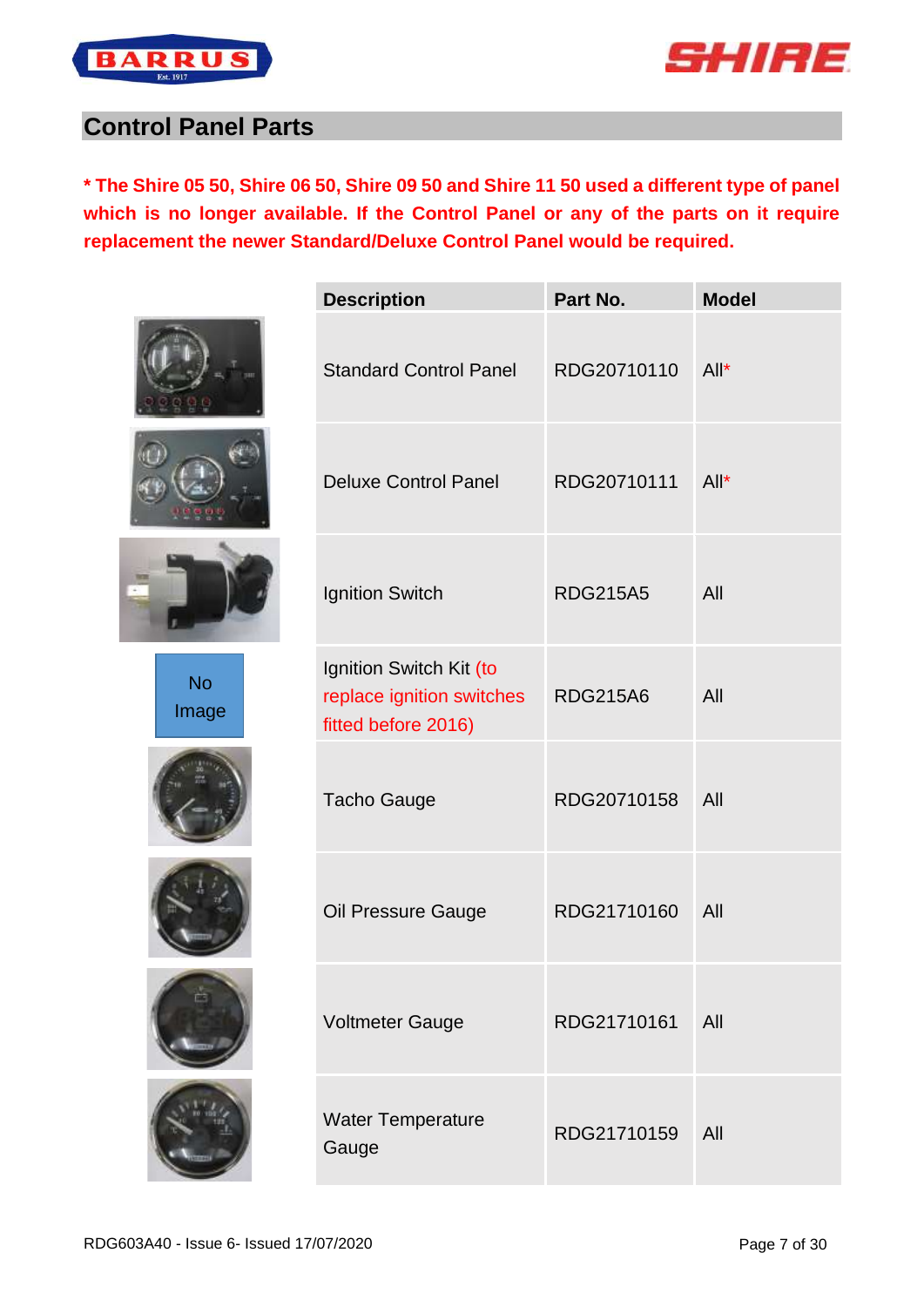## Control Panel Parts

**\* The Shire 05 50, Shire 06 50, Shire 09 50 and Shire 11 50 used a different type of panel which is no longer available. If the Control Panel or any of the parts on it require replacement the newer Standard/Deluxe Control Panel would be required.**

| | Description | Part No. | Model |
|---|---|---|---|
| | Standard Control Panel | RDG20710110 | All* |
| | Deluxe Control Panel | RDG20710111 | All* |
| | Ignition Switch | RDG215A5 | All |
| No Image | Ignition Switch Kit (to replace ignition switches fitted before 2016) | RDG215A6 | All |
| | Tacho Gauge | RDG20710158 | All |
| | Oil Pressure Gauge | RDG21710160 | All |
| | Voltmeter Gauge | RDG21710161 | All |
| | Water Temperature Gauge | RDG21710159 | All |

RDG603A40 - Issue 6- Issued 17/07/2020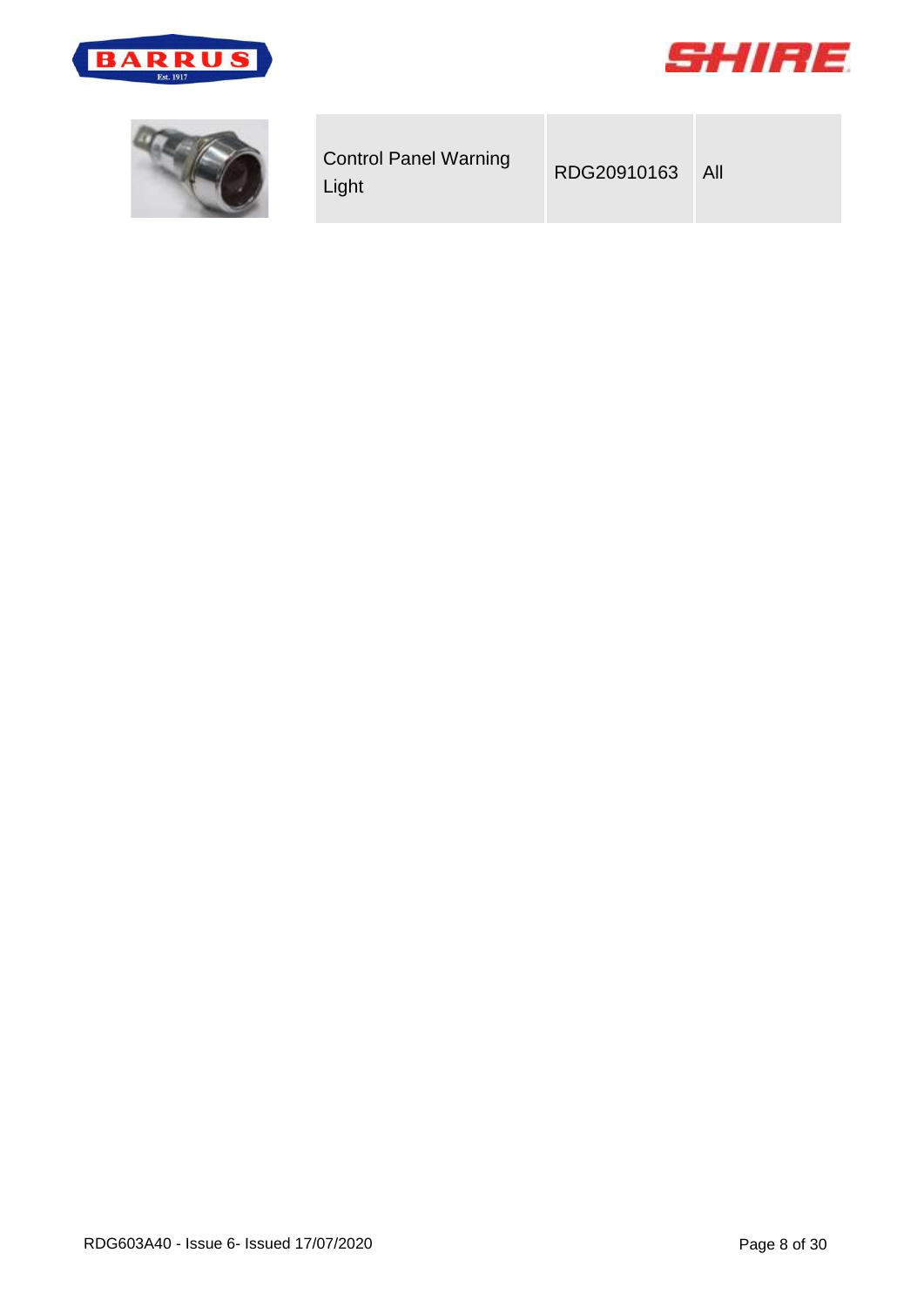| | | | |
|---|---|---|---|
| | Control Panel Warning Light | RDG20910163 | All |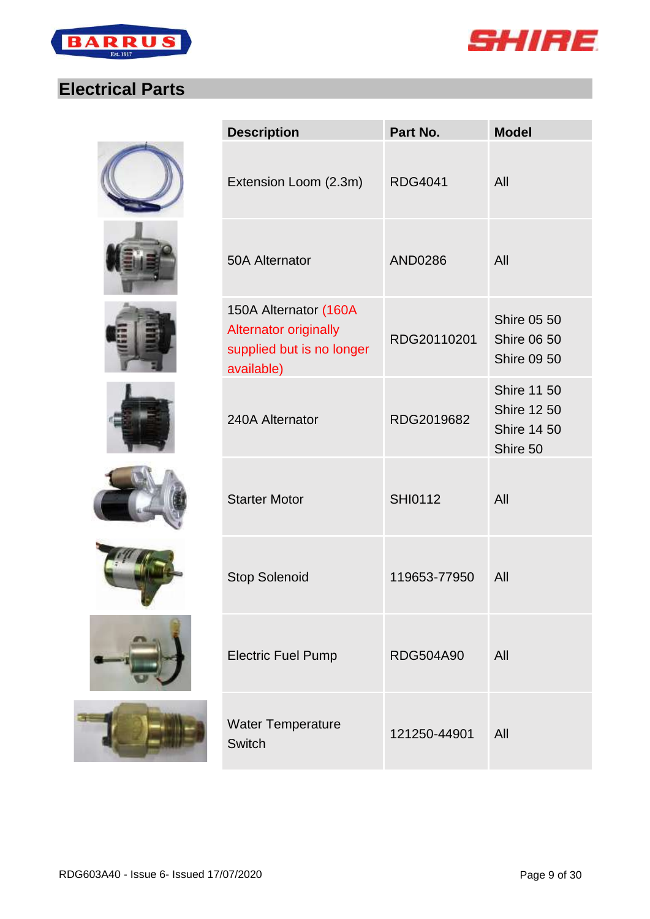## Electrical Parts

| Description | Part No. | Model |
|---|---|---|
| Extension Loom (2.3m) | RDG4041 | All |
| 50A Alternator | AND0286 | All |
| 150A Alternator (160A Alternator originally supplied but is no longer available) | RDG20110201 | Shire 05 50<br>Shire 06 50<br>Shire 09 50 |
| 240A Alternator | RDG2019682 | Shire 11 50<br>Shire 12 50<br>Shire 14 50<br>Shire 50 |
| Starter Motor | SHI0112 | All |
| Stop Solenoid | 119653-77950 | All |
| Electric Fuel Pump | RDG504A90 | All |
| Water Temperature Switch | 121250-44901 | All |

RDG603A40 - Issue 6- Issued 17/07/2020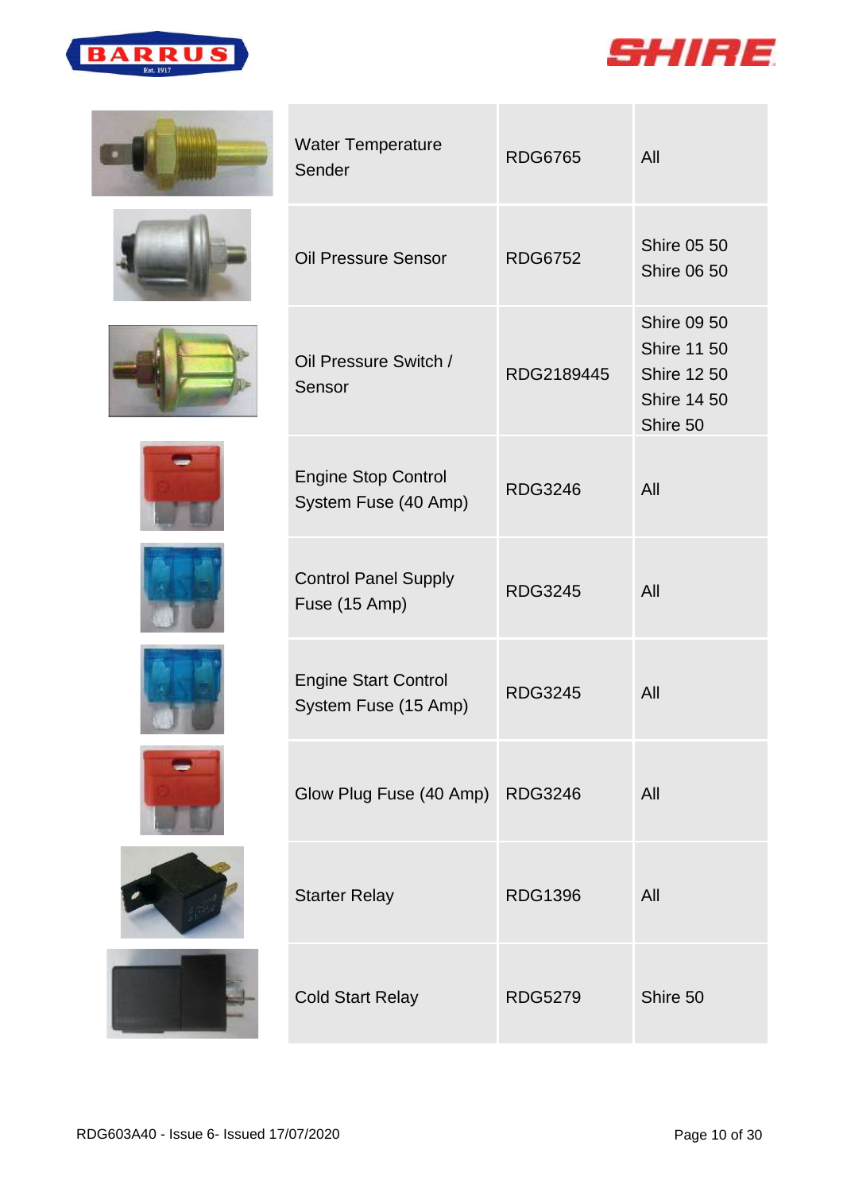| | | | |
|---|---|---|---|
| | Water Temperature Sender | RDG6765 | All |
| | Oil Pressure Sensor | RDG6752 | Shire 05 50<br>Shire 06 50 |
| | Oil Pressure Switch / Sensor | RDG2189445 | Shire 09 50<br>Shire 11 50<br>Shire 12 50<br>Shire 14 50<br>Shire 50 |
| | Engine Stop Control System Fuse (40 Amp) | RDG3246 | All |
| | Control Panel Supply Fuse (15 Amp) | RDG3245 | All |
| | Engine Start Control System Fuse (15 Amp) | RDG3245 | All |
| | Glow Plug Fuse (40 Amp) | RDG3246 | All |
| | Starter Relay | RDG1396 | All |
| | Cold Start Relay | RDG5279 | Shire 50 |

RDG603A40 - Issue 6- Issued 17/07/2020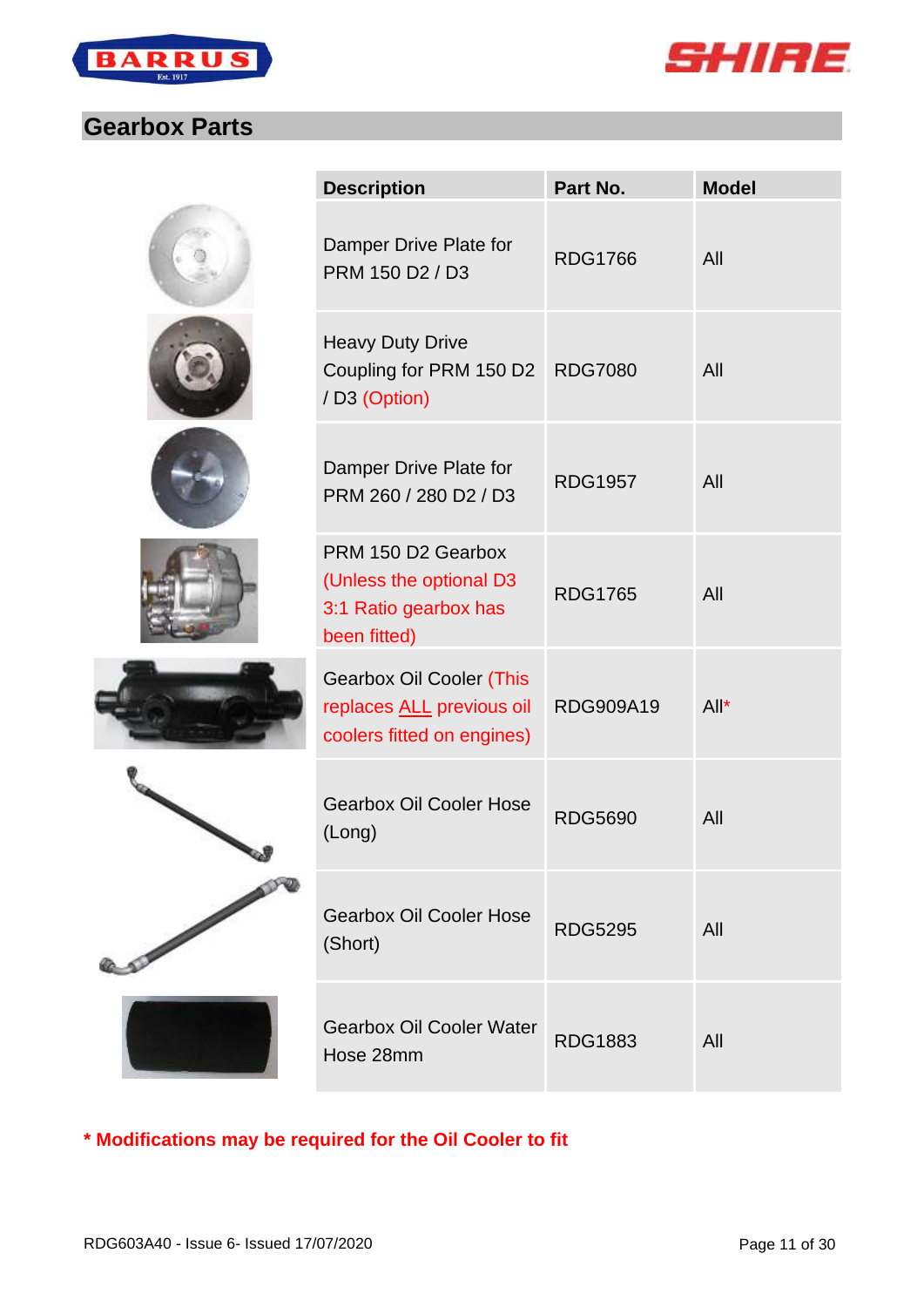## Gearbox Parts

| Description | Part No. | Model |
|---|---|---|
| Damper Drive Plate for PRM 150 D2 / D3 | RDG1766 | All |
| Heavy Duty Drive Coupling for PRM 150 D2 / D3 (Option) | RDG7080 | All |
| Damper Drive Plate for PRM 260 / 280 D2 / D3 | RDG1957 | All |
| PRM 150 D2 Gearbox (Unless the optional D3 3:1 Ratio gearbox has been fitted) | RDG1765 | All |
| Gearbox Oil Cooler (This replaces ALL previous oil coolers fitted on engines) | RDG909A19 | All* |
| Gearbox Oil Cooler Hose (Long) | RDG5690 | All |
| Gearbox Oil Cooler Hose (Short) | RDG5295 | All |
| Gearbox Oil Cooler Water Hose 28mm | RDG1883 | All |

**\* Modifications may be required for the Oil Cooler to fit**

RDG603A40 - Issue 6- Issued 17/07/2020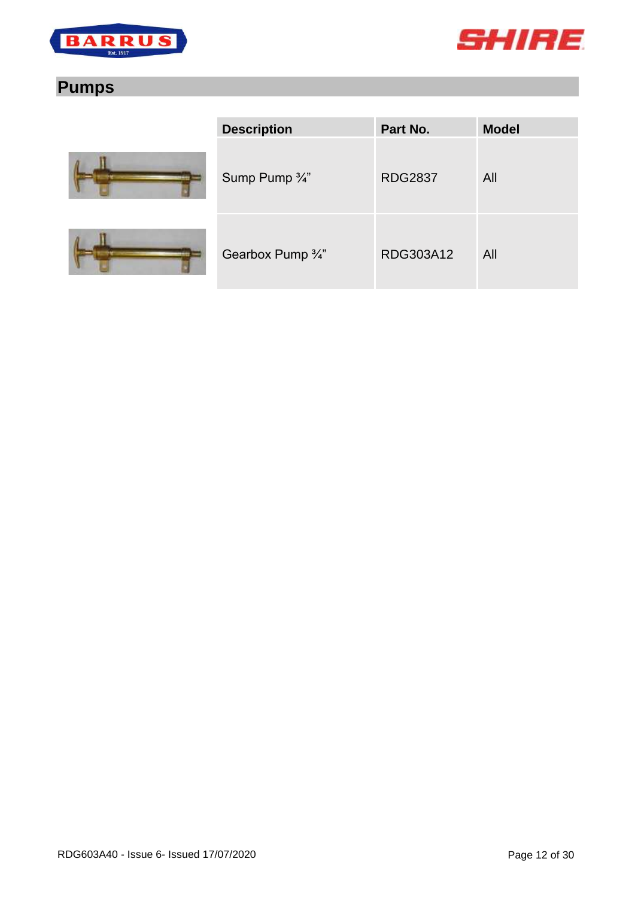## Pumps

| Description | Part No. | Model |
|---|---|---|
| Sump Pump ¾" | RDG2837 | All |
| Gearbox Pump ¾" | RDG303A12 | All |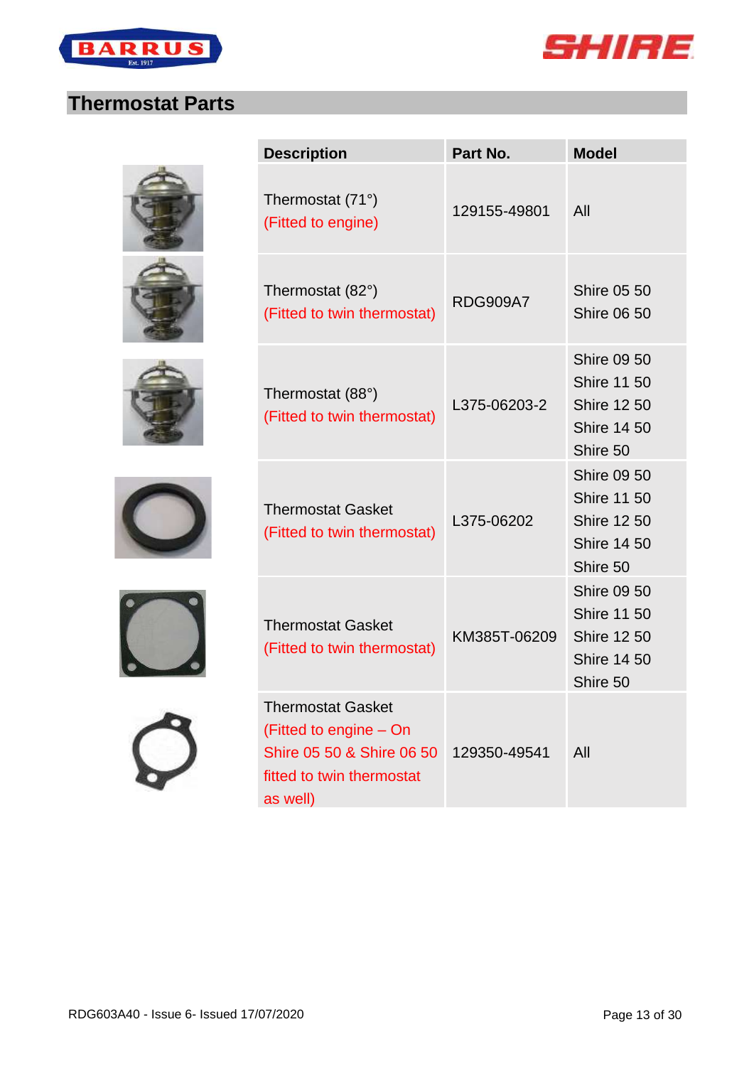## Thermostat Parts

| Description | Part No. | Model |
|---|---|---|
| Thermostat (71°) (Fitted to engine) | 129155-49801 | All |
| Thermostat (82°) (Fitted to twin thermostat) | RDG909A7 | Shire 05 50<br>Shire 06 50 |
| Thermostat (88°) (Fitted to twin thermostat) | L375-06203-2 | Shire 09 50<br>Shire 11 50<br>Shire 12 50<br>Shire 14 50<br>Shire 50 |
| Thermostat Gasket (Fitted to twin thermostat) | L375-06202 | Shire 09 50<br>Shire 11 50<br>Shire 12 50<br>Shire 14 50<br>Shire 50 |
| Thermostat Gasket (Fitted to twin thermostat) | KM385T-06209 | Shire 09 50<br>Shire 11 50<br>Shire 12 50<br>Shire 14 50<br>Shire 50 |
| Thermostat Gasket (Fitted to engine – On Shire 05 50 & Shire 06 50 fitted to twin thermostat as well) | 129350-49541 | All |

RDG603A40 - Issue 6- Issued 17/07/2020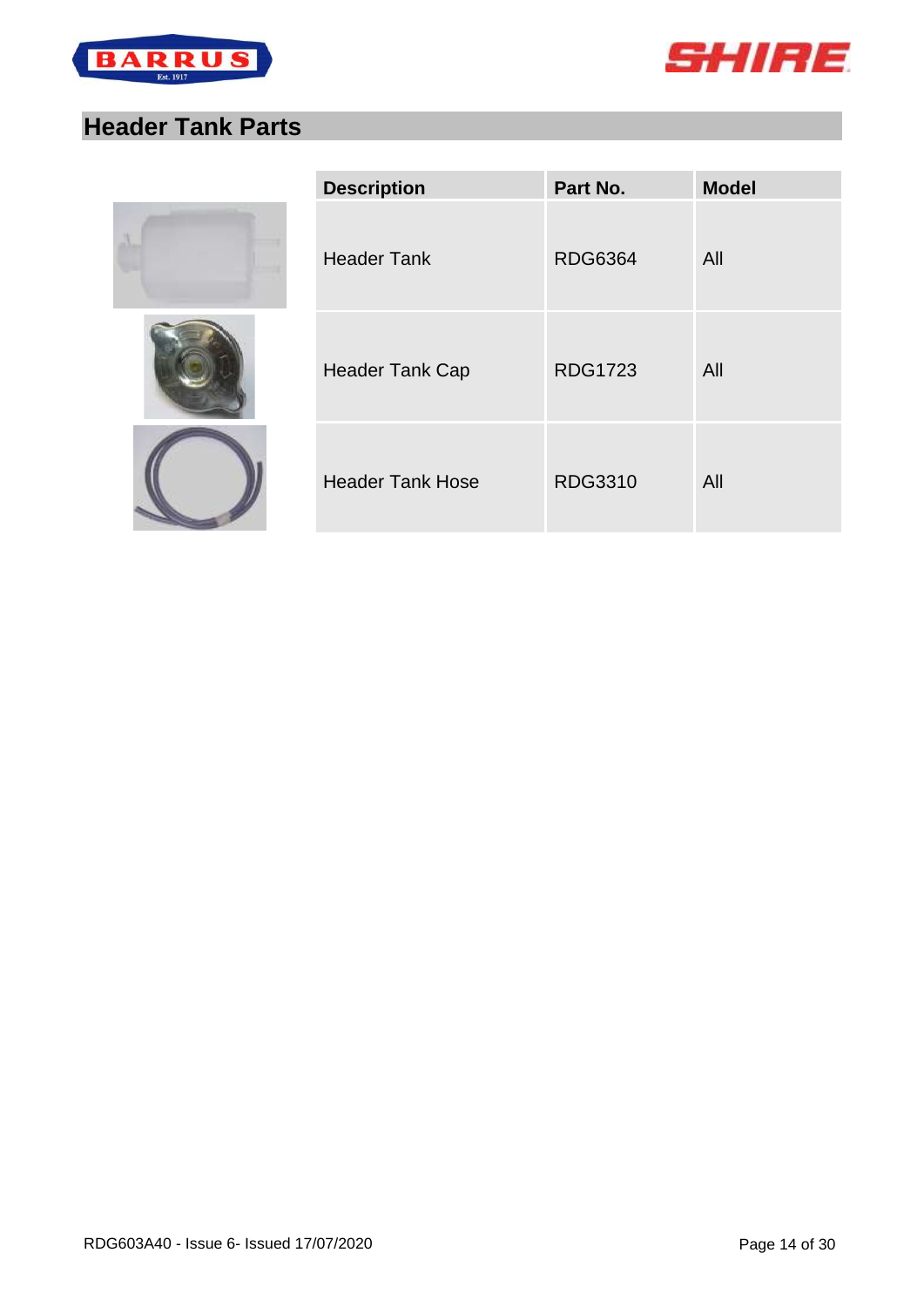## Header Tank Parts

| Description | Part No. | Model |
|---|---|---|
| Header Tank | RDG6364 | All |
| Header Tank Cap | RDG1723 | All |
| Header Tank Hose | RDG3310 | All |

RDG603A40 - Issue 6- Issued 17/07/2020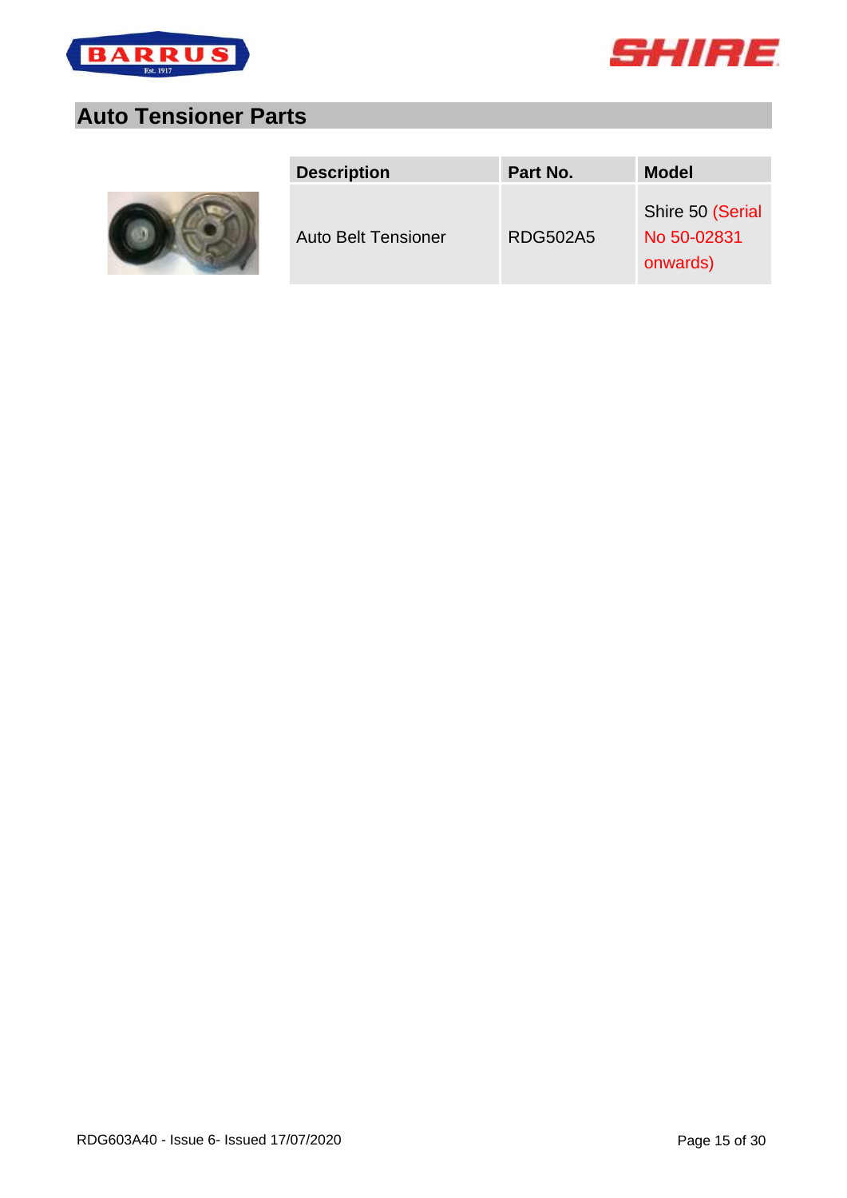## Auto Tensioner Parts

| Description | Part No. | Model |
|---|---|---|
| Auto Belt Tensioner | RDG502A5 | Shire 50 (Serial No 50-02831 onwards) |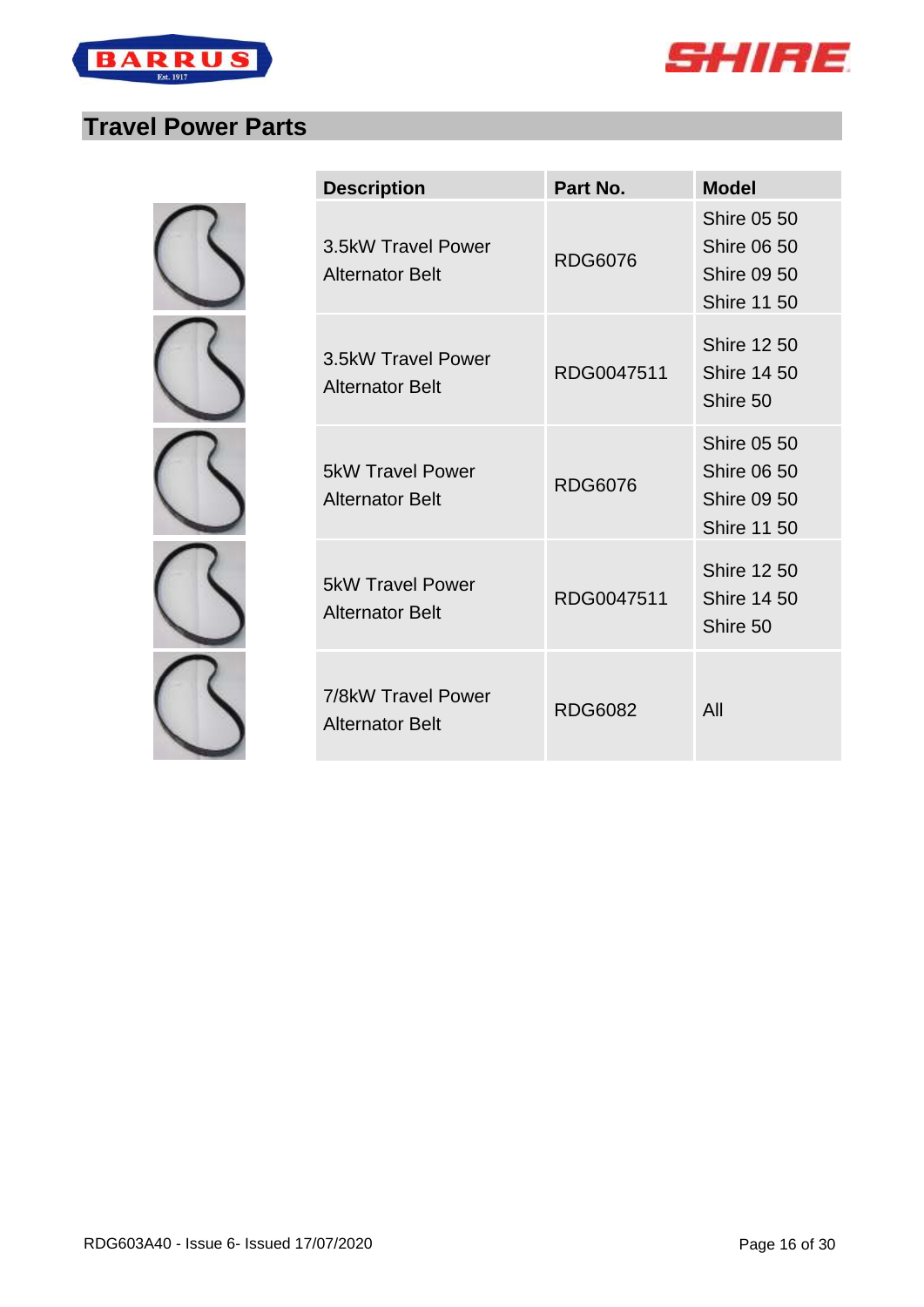## Travel Power Parts

| Description | Part No. | Model |
|---|---|---|
| 3.5kW Travel Power Alternator Belt | RDG6076 | Shire 05 50<br>Shire 06 50<br>Shire 09 50<br>Shire 11 50 |
| 3.5kW Travel Power Alternator Belt | RDG0047511 | Shire 12 50<br>Shire 14 50<br>Shire 50 |
| 5kW Travel Power Alternator Belt | RDG6076 | Shire 05 50<br>Shire 06 50<br>Shire 09 50<br>Shire 11 50 |
| 5kW Travel Power Alternator Belt | RDG0047511 | Shire 12 50<br>Shire 14 50<br>Shire 50 |
| 7/8kW Travel Power Alternator Belt | RDG6082 | All |

RDG603A40 - Issue 6- Issued 17/07/2020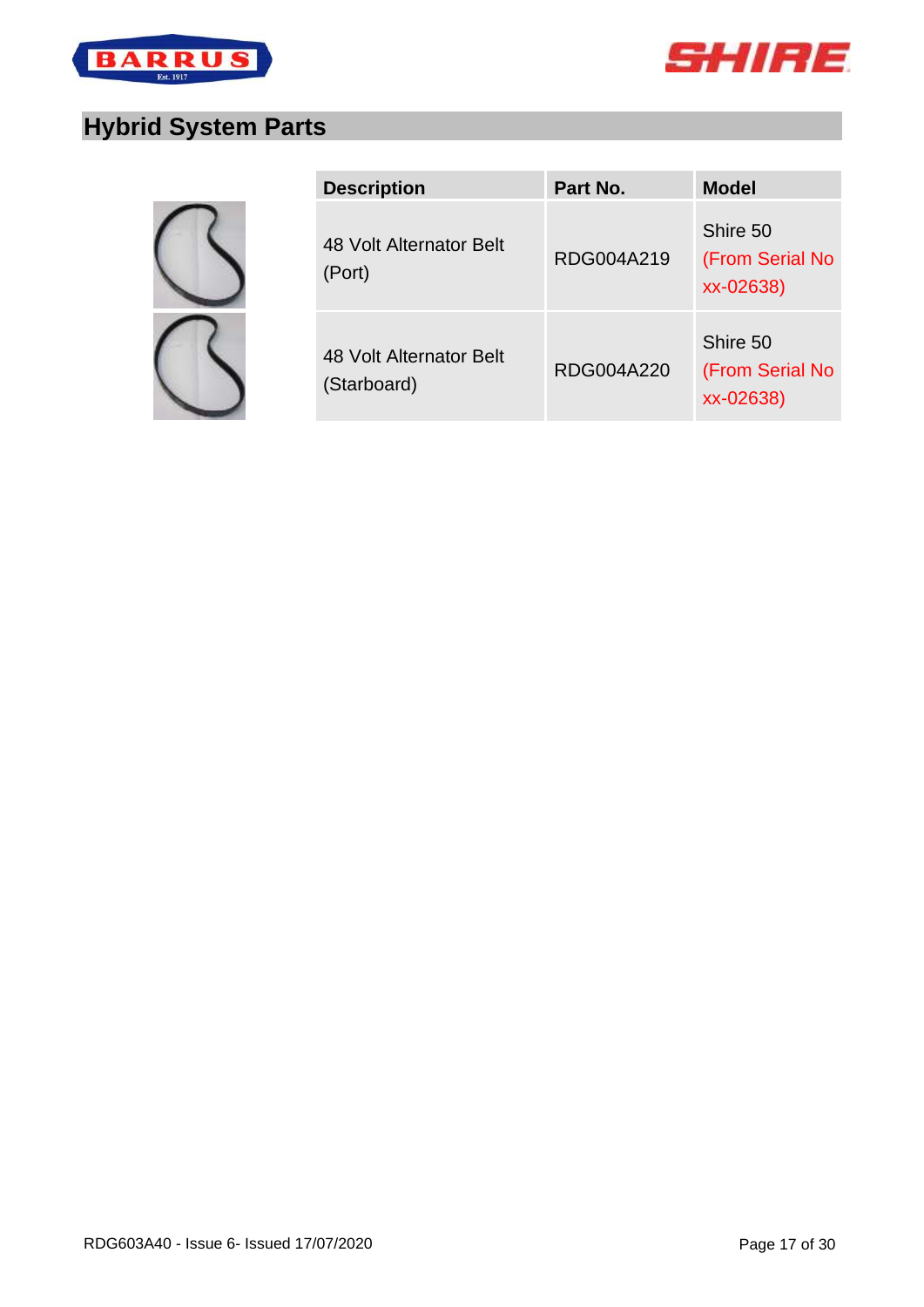## Hybrid System Parts

| Description | Part No. | Model |
|---|---|---|
| 48 Volt Alternator Belt (Port) | RDG004A219 | Shire 50 (From Serial No xx-02638) |
| 48 Volt Alternator Belt (Starboard) | RDG004A220 | Shire 50 (From Serial No xx-02638) |

RDG603A40 - Issue 6- Issued 17/07/2020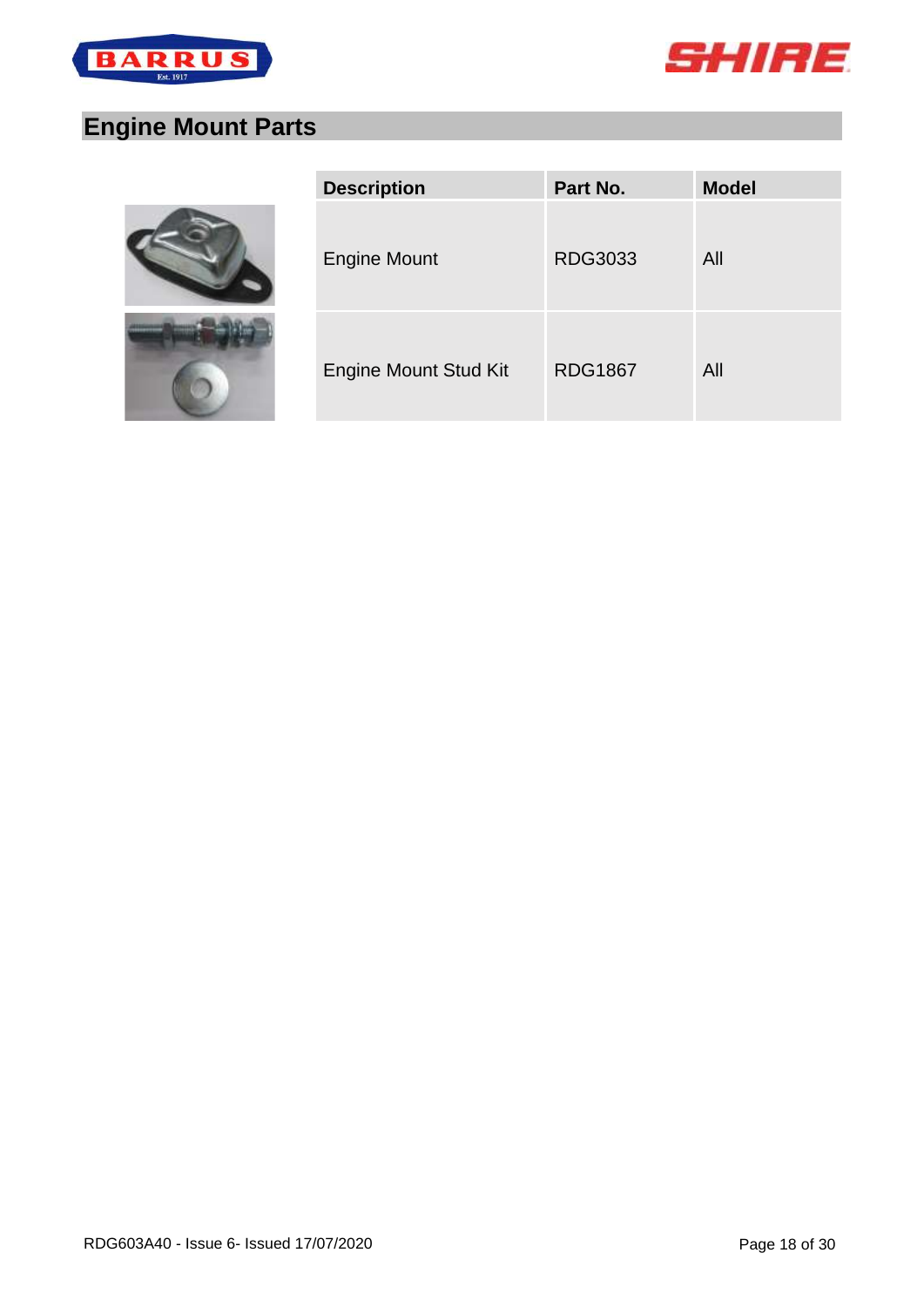## Engine Mount Parts

| Description | Part No. | Model |
| --- | --- | --- |
| Engine Mount | RDG3033 | All |
| Engine Mount Stud Kit | RDG1867 | All |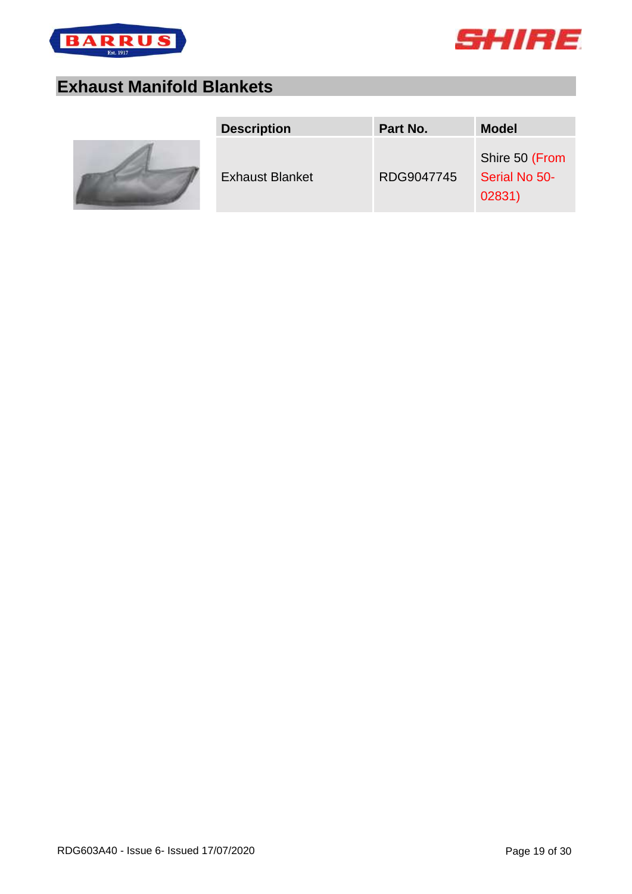## Exhaust Manifold Blankets

| Description | Part No. | Model |
|---|---|---|
| Exhaust Blanket | RDG9047745 | Shire 50 (From Serial No 50-02831) |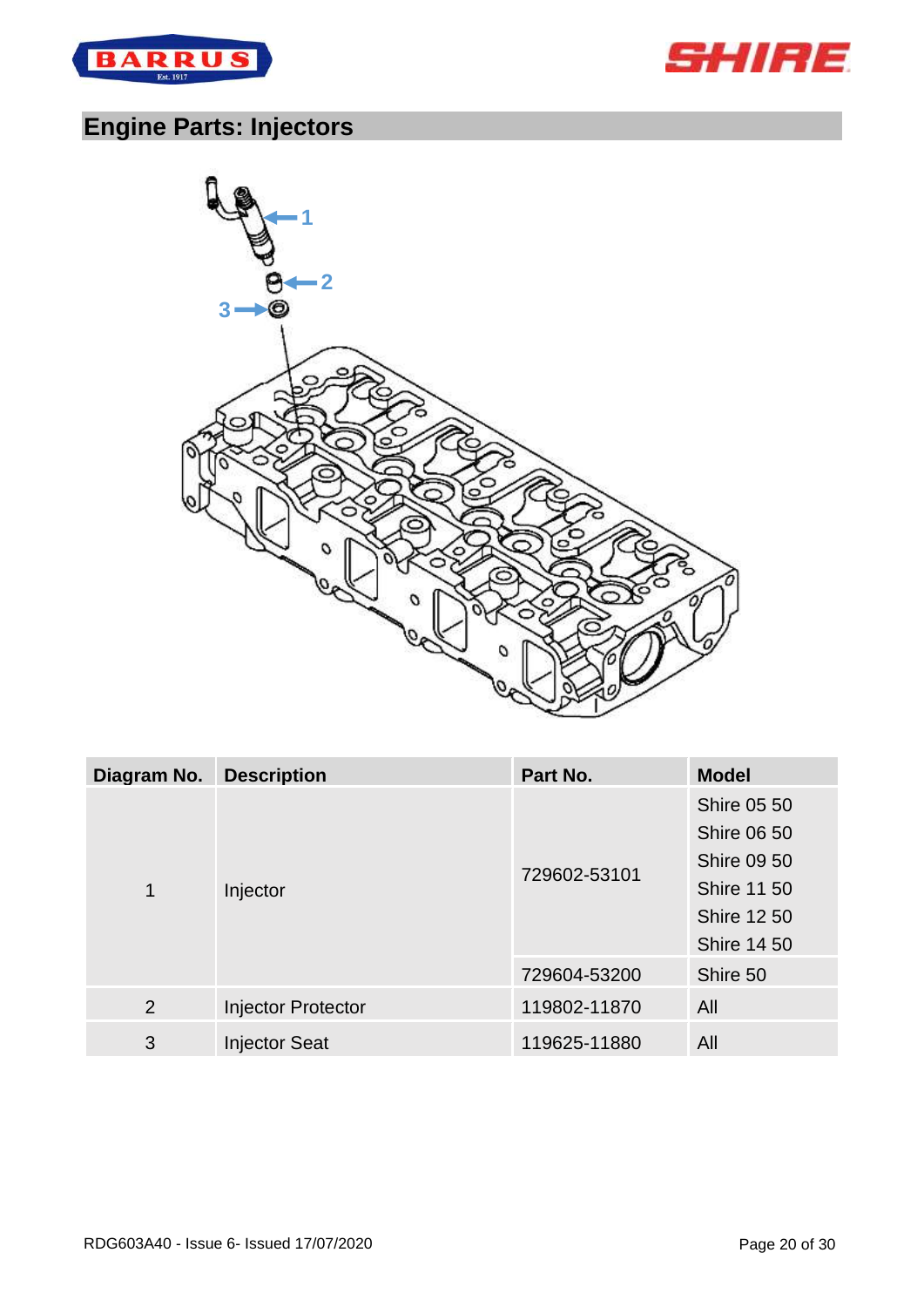## Engine Parts: Injectors

1

2

3

| Diagram No. | Description | Part No. | Model |
|---|---|---|---|
| 1 | Injector | 729602-53101 | Shire 05 50<br>Shire 06 50<br>Shire 09 50<br>Shire 11 50<br>Shire 12 50<br>Shire 14 50 |
| | | 729604-53200 | Shire 50 |
| 2 | Injector Protector | 119802-11870 | All |
| 3 | Injector Seat | 119625-11880 | All |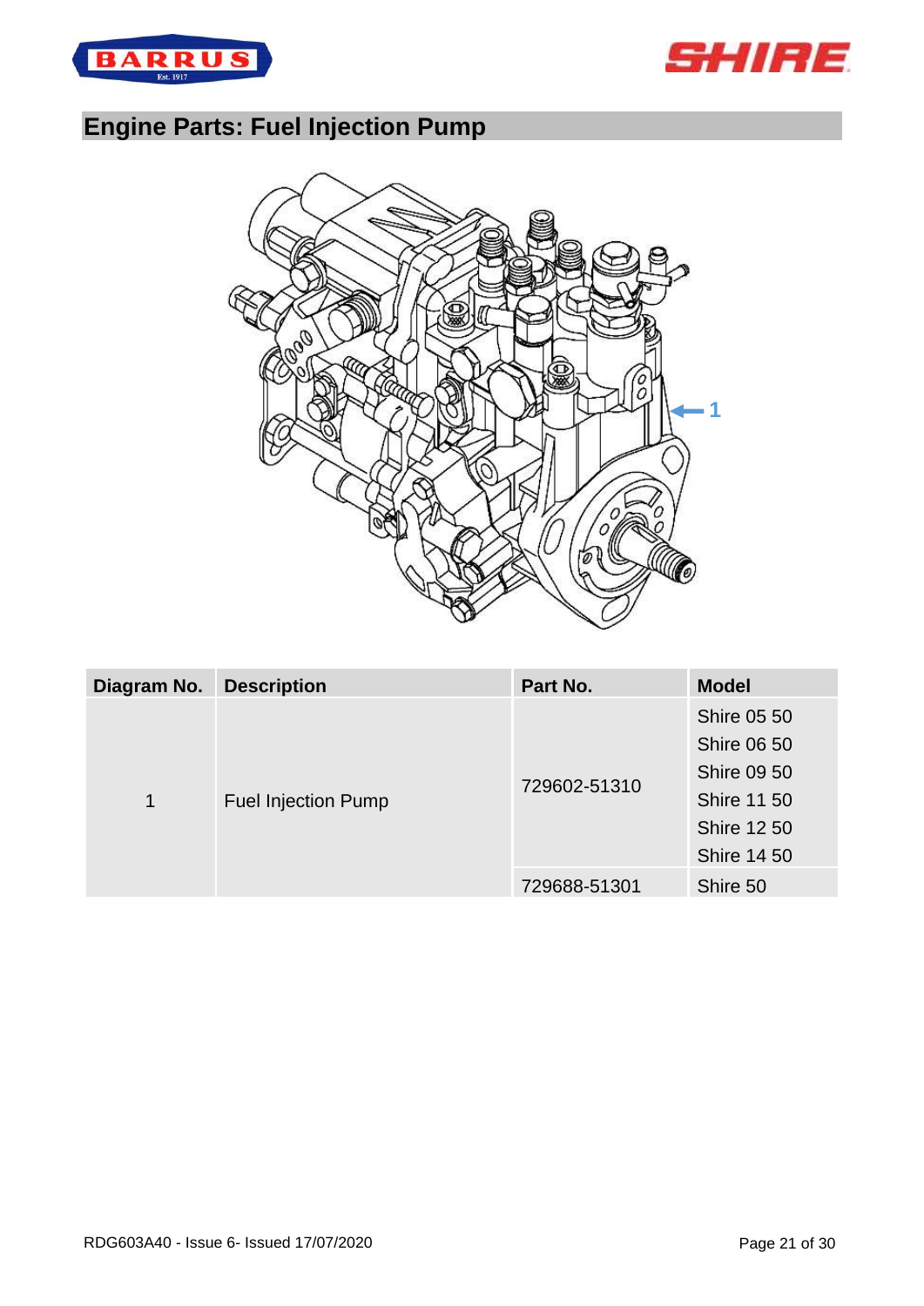## Engine Parts: Fuel Injection Pump

1

| Diagram No. | Description | Part No. | Model |
|---|---|---|---|
| 1 | Fuel Injection Pump | 729602-51310 | Shire 05 50<br>Shire 06 50<br>Shire 09 50<br>Shire 11 50<br>Shire 12 50<br>Shire 14 50 |
| | | 729688-51301 | Shire 50 |

RDG603A40 - Issue 6- Issued 17/07/2020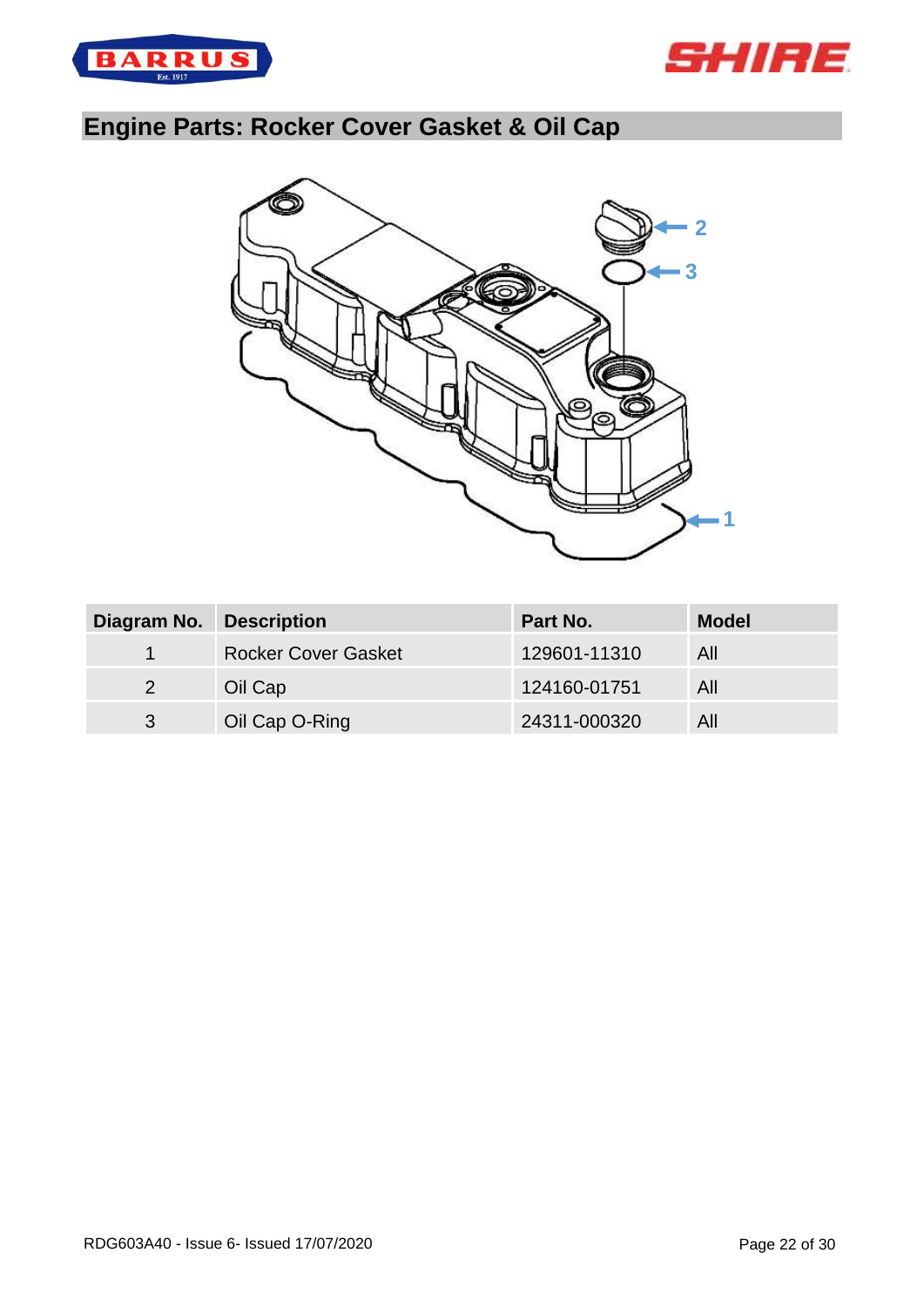## Engine Parts: Rocker Cover Gasket & Oil Cap

2

3

1

| Diagram No. | Description | Part No. | Model |
|---|---|---|---|
| 1 | Rocker Cover Gasket | 129601-11310 | All |
| 2 | Oil Cap | 124160-01751 | All |
| 3 | Oil Cap O-Ring | 24311-000320 | All |

RDG603A40 - Issue 6- Issued 17/07/2020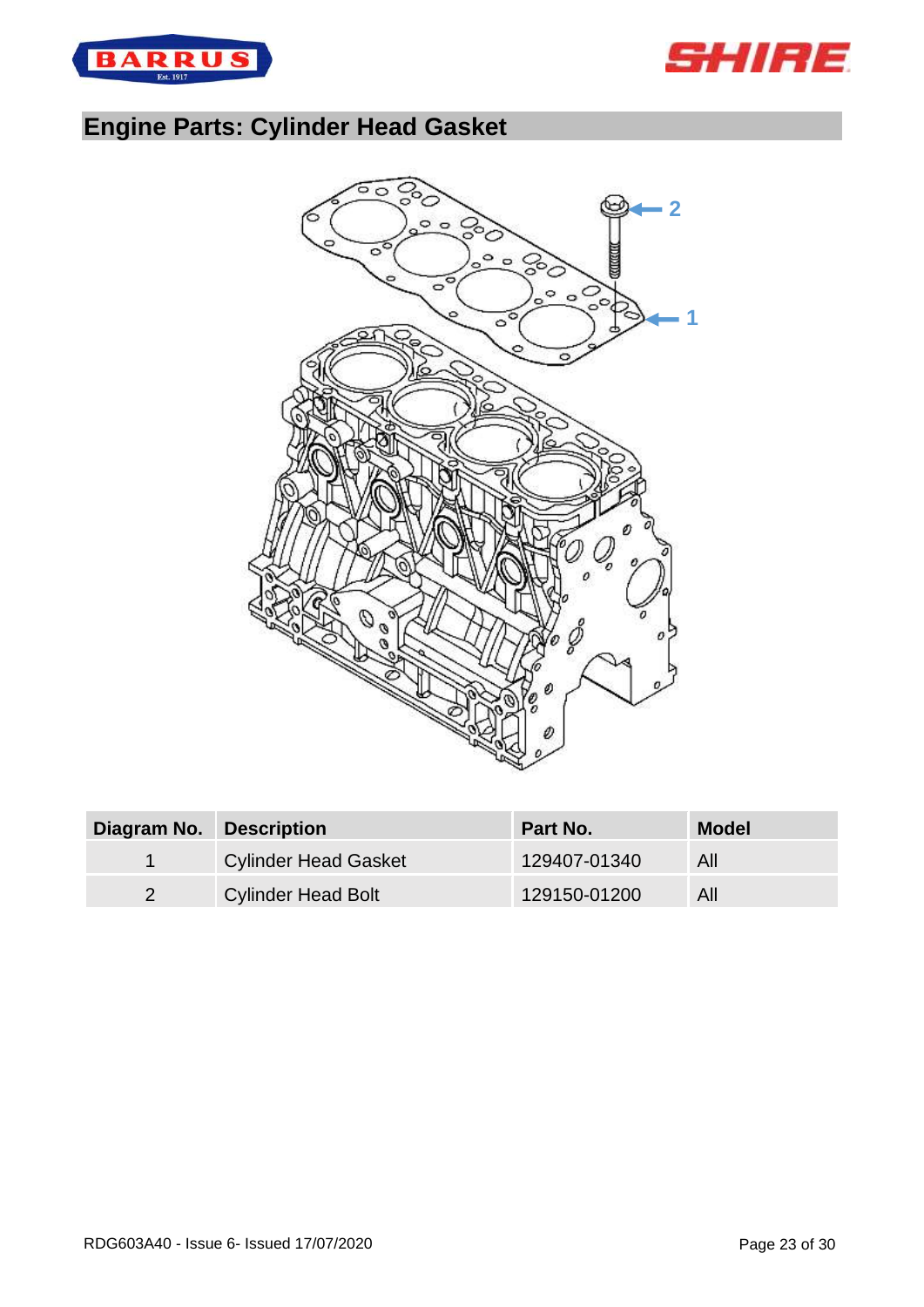## Engine Parts: Cylinder Head Gasket

| Diagram No. | Description | Part No. | Model |
| --- | --- | --- | --- |
| 1 | Cylinder Head Gasket | 129407-01340 | All |
| 2 | Cylinder Head Bolt | 129150-01200 | All |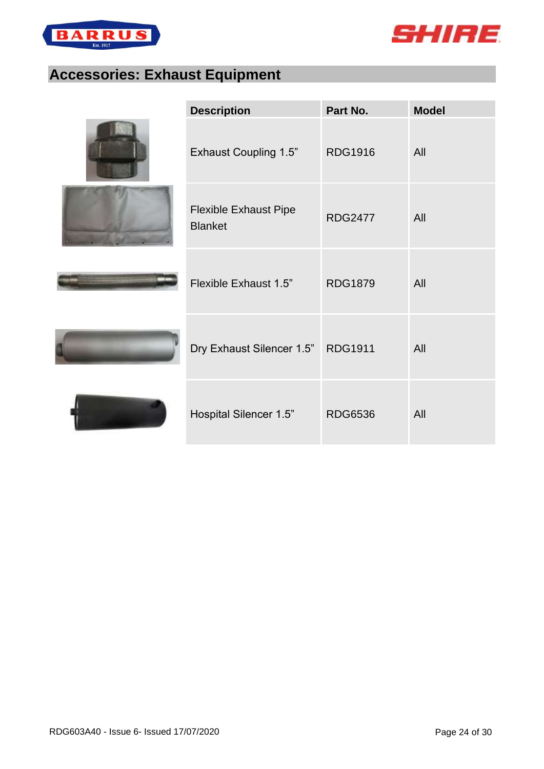## Accessories: Exhaust Equipment

| Description | Part No. | Model |
|---|---|---|
| Exhaust Coupling 1.5” | RDG1916 | All |
| Flexible Exhaust Pipe Blanket | RDG2477 | All |
| Flexible Exhaust 1.5” | RDG1879 | All |
| Dry Exhaust Silencer 1.5” | RDG1911 | All |
| Hospital Silencer 1.5” | RDG6536 | All |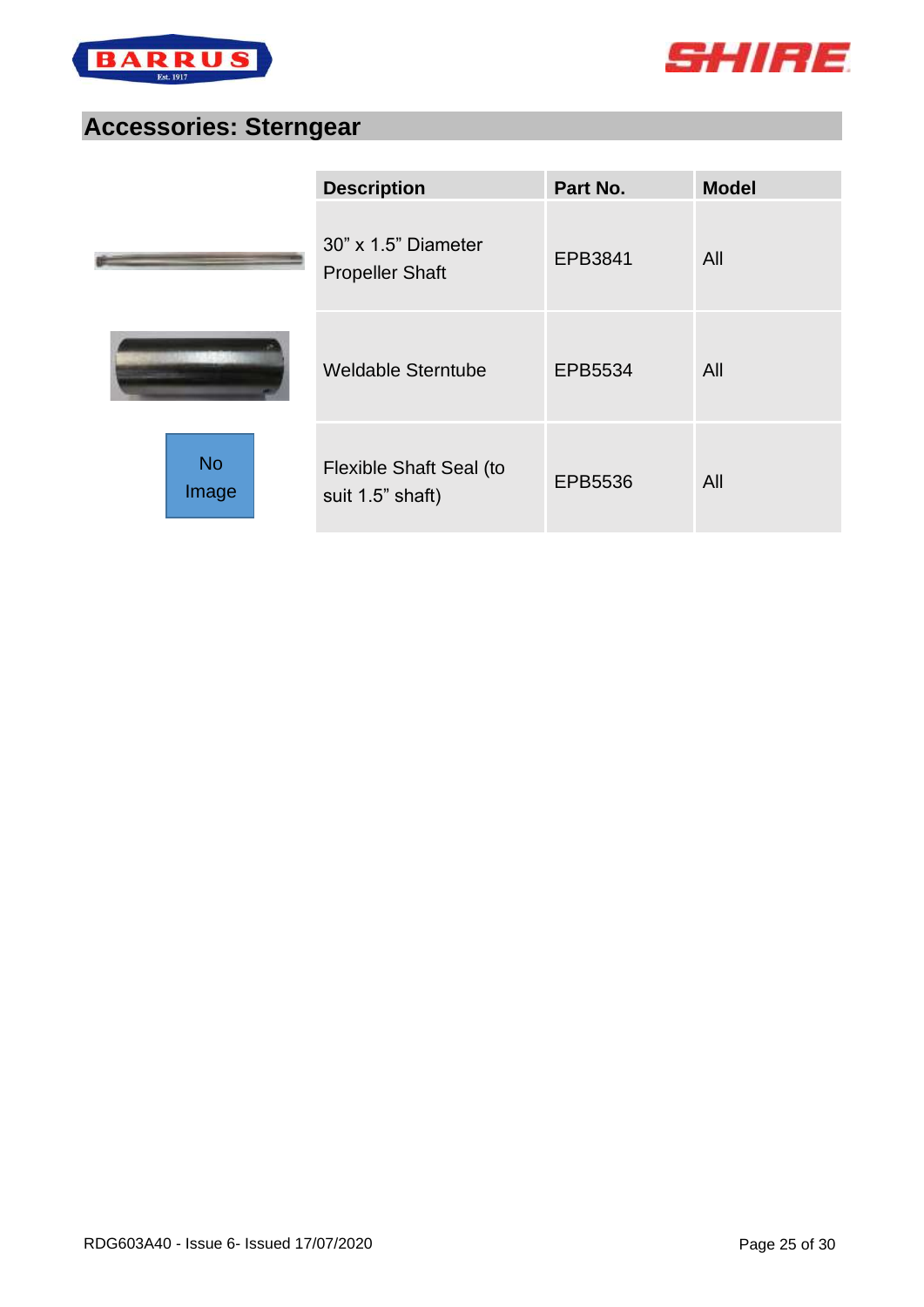## Accessories: Sterngear

| | Description | Part No. | Model |
|---|---|---|---|
| | 30” x 1.5” Diameter Propeller Shaft | EPB3841 | All |
| | Weldable Sterntube | EPB5534 | All |
| No Image | Flexible Shaft Seal (to suit 1.5” shaft) | EPB5536 | All |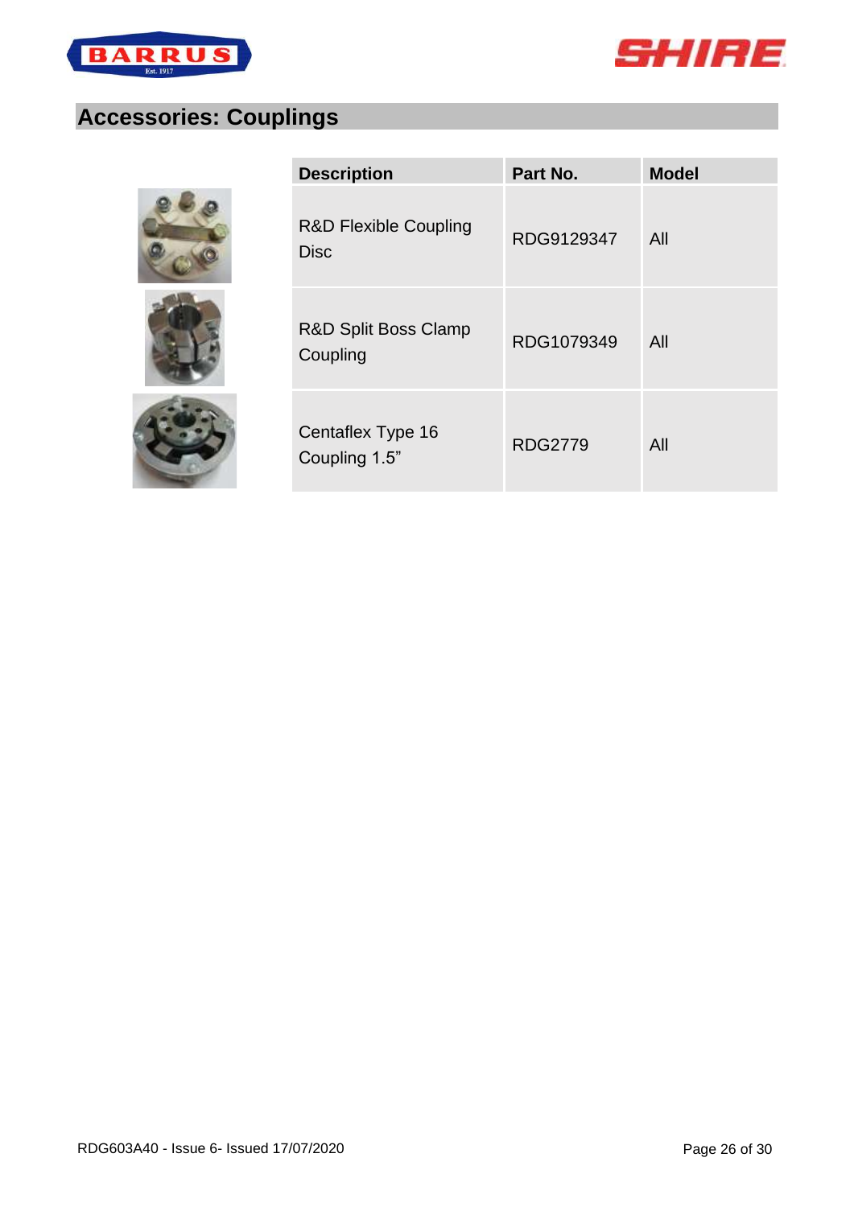## Accessories: Couplings

| Description | Part No. | Model |
|---|---|---|
| R&D Flexible Coupling Disc | RDG9129347 | All |
| R&D Split Boss Clamp Coupling | RDG1079349 | All |
| Centaflex Type 16 Coupling 1.5” | RDG2779 | All |

RDG603A40 - Issue 6- Issued 17/07/2020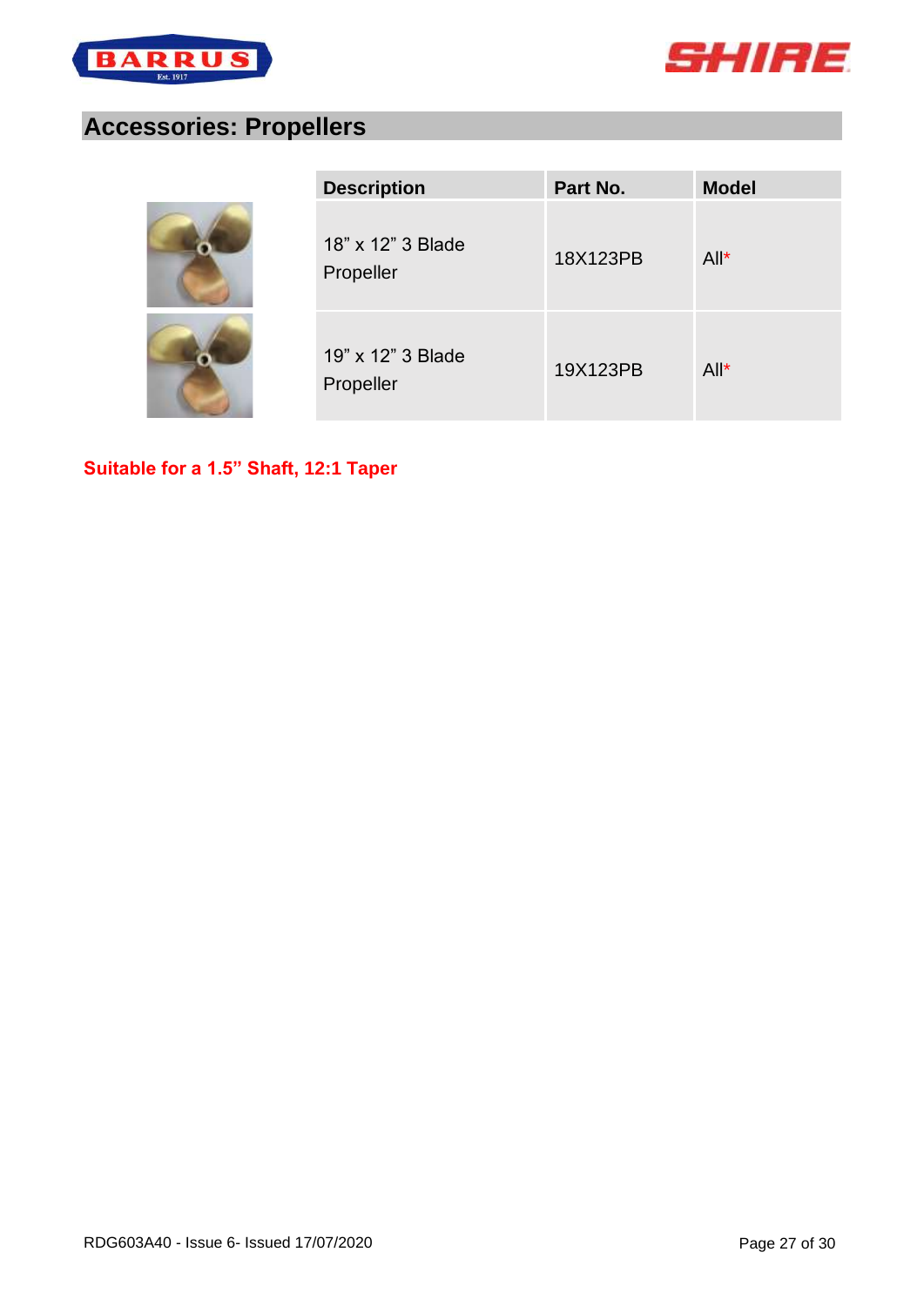## Accessories: Propellers

| Description | Part No. | Model |
|---|---|---|
| 18" x 12" 3 Blade Propeller | 18X123PB | All* |
| 19" x 12" 3 Blade Propeller | 19X123PB | All* |

**Suitable for a 1.5" Shaft, 12:1 Taper**

RDG603A40 - Issue 6- Issued 17/07/2020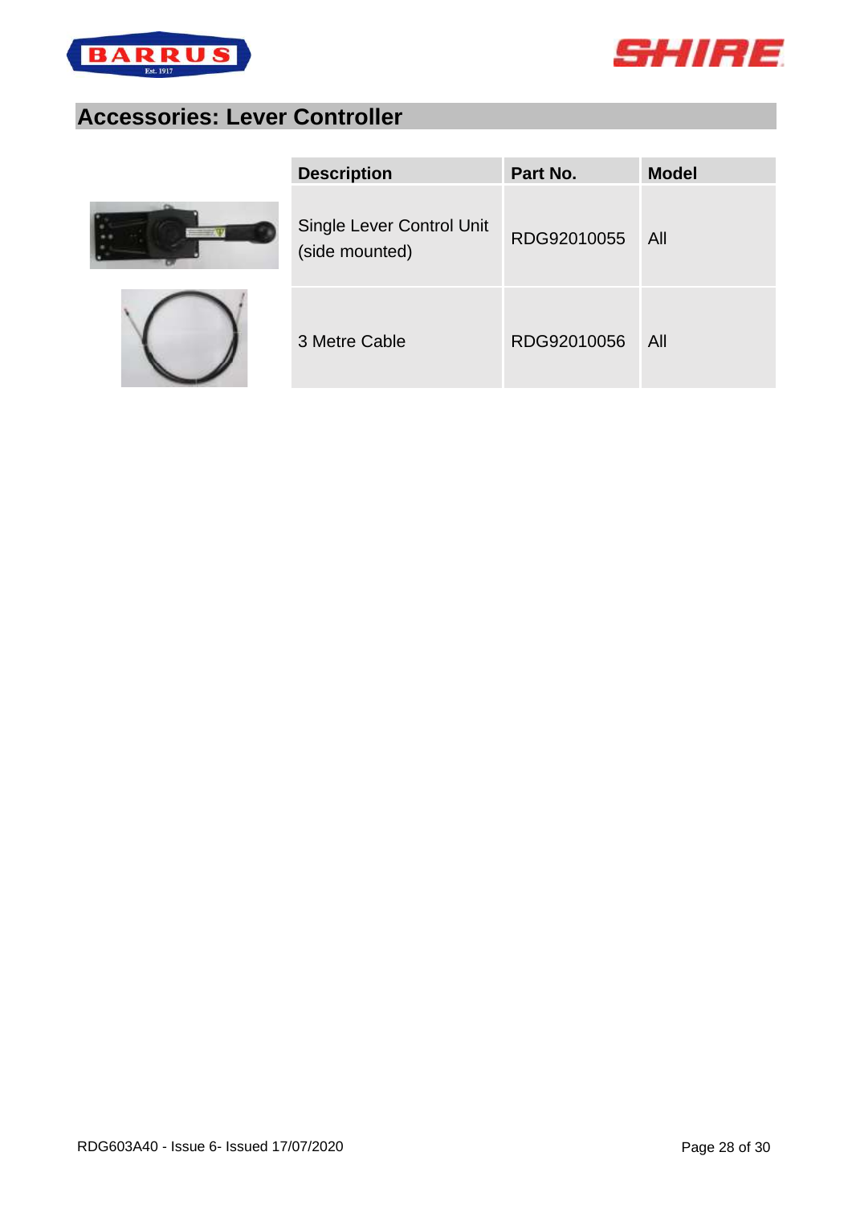## Accessories: Lever Controller

| Description | Part No. | Model |
|---|---|---|
| Single Lever Control Unit (side mounted) | RDG92010055 | All |
| 3 Metre Cable | RDG92010056 | All |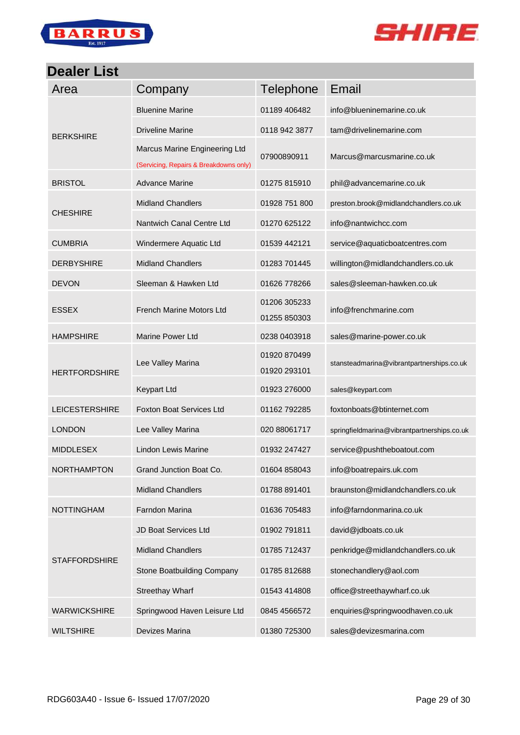## Dealer List

| Area | Company | Telephone | Email |
|---|---|---|---|
| BERKSHIRE | Bluenine Marine | 01189 406482 | info@blueninemarine.co.uk |
| | Driveline Marine | 0118 942 3877 | tam@drivelinemarine.com |
| | Marcus Marine Engineering Ltd (Servicing, Repairs & Breakdowns only) | 07900890911 | Marcus@marcusmarine.co.uk |
| BRISTOL | Advance Marine | 01275 815910 | phil@advancemarine.co.uk |
| CHESHIRE | Midland Chandlers | 01928 751 800 | preston.brook@midlandchandlers.co.uk |
| | Nantwich Canal Centre Ltd | 01270 625122 | info@nantwichcc.com |
| CUMBRIA | Windermere Aquatic Ltd | 01539 442121 | service@aquaticboatcentres.com |
| DERBYSHIRE | Midland Chandlers | 01283 701445 | willington@midlandchandlers.co.uk |
| DEVON | Sleeman & Hawken Ltd | 01626 778266 | sales@sleeman-hawken.co.uk |
| ESSEX | French Marine Motors Ltd | 01206 305233<br>01255 850303 | info@frenchmarine.com |
| HAMPSHIRE | Marine Power Ltd | 0238 0403918 | sales@marine-power.co.uk |
| HERTFORDSHIRE | Lee Valley Marina | 01920 870499<br>01920 293101 | stansteadmarina@vibrantpartnerships.co.uk |
| | Keypart Ltd | 01923 276000 | sales@keypart.com |
| LEICESTERSHIRE | Foxton Boat Services Ltd | 01162 792285 | foxtonboats@btinternet.com |
| LONDON | Lee Valley Marina | 020 88061717 | springfieldmarina@vibrantpartnerships.co.uk |
| MIDDLESEX | Lindon Lewis Marine | 01932 247427 | service@pushtheboatout.com |
| NORTHAMPTON | Grand Junction Boat Co. | 01604 858043 | info@boatrepairs.uk.com |
| | Midland Chandlers | 01788 891401 | braunston@midlandchandlers.co.uk |
| NOTTINGHAM | Farndon Marina | 01636 705483 | info@farndonmarina.co.uk |
| STAFFORDSHIRE | JD Boat Services Ltd | 01902 791811 | david@jdboats.co.uk |
| | Midland Chandlers | 01785 712437 | penkridge@midlandchandlers.co.uk |
| | Stone Boatbuilding Company | 01785 812688 | stonechandlery@aol.com |
| | Streethay Wharf | 01543 414808 | office@streethaywharf.co.uk |
| WARWICKSHIRE | Springwood Haven Leisure Ltd | 0845 4566572 | enquiries@springwoodhaven.co.uk |
| WILTSHIRE | Devizes Marina | 01380 725300 | sales@devizesmarina.com |

RDG603A40 - Issue 6- Issued 17/07/2020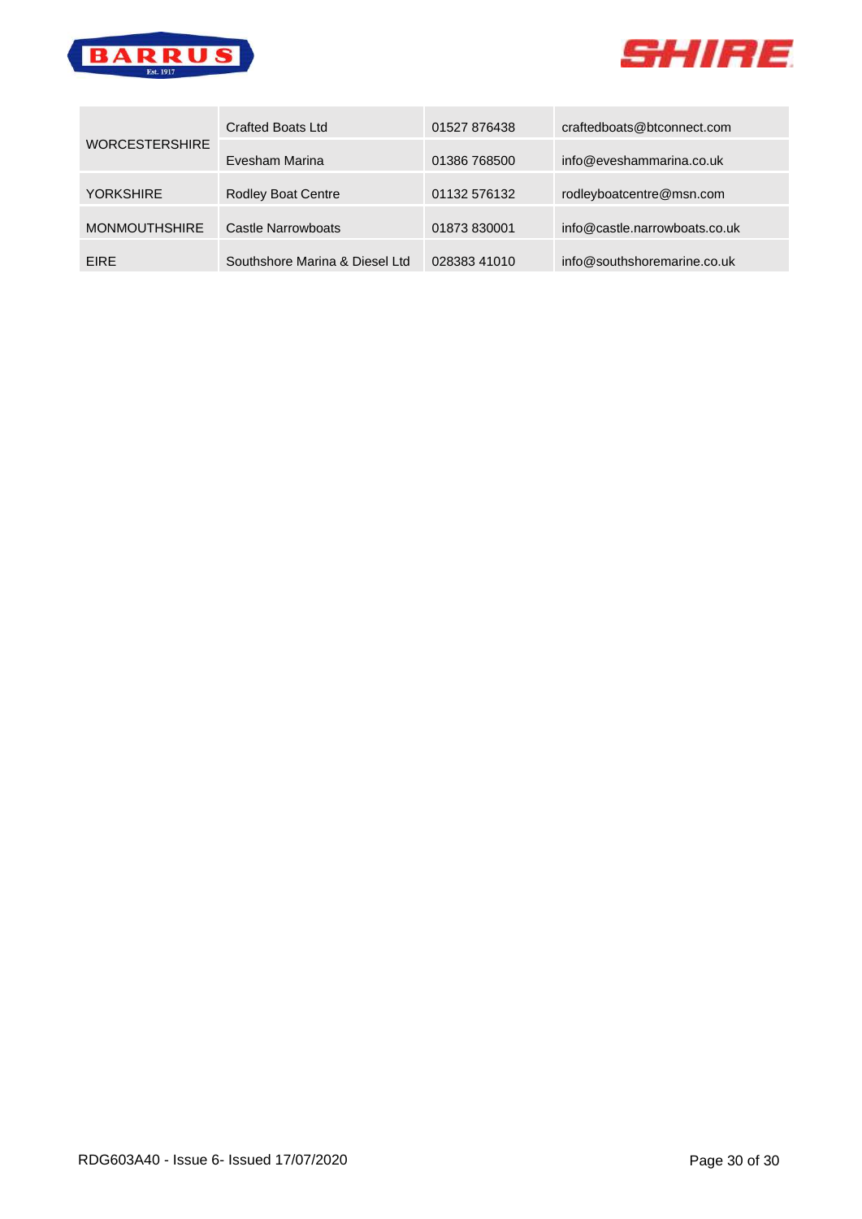| | | | |
|---|---|---|---|
| WORCESTERSHIRE | Crafted Boats Ltd | 01527 876438 | craftedboats@btconnect.com |
| | Evesham Marina | 01386 768500 | info@eveshammarina.co.uk |
| YORKSHIRE | Rodley Boat Centre | 01132 576132 | rodleyboatcentre@msn.com |
| MONMOUTHSHIRE | Castle Narrowboats | 01873 830001 | info@castle.narrowboats.co.uk |
| EIRE | Southshore Marina & Diesel Ltd | 028383 41010 | info@southshoremarine.co.uk |